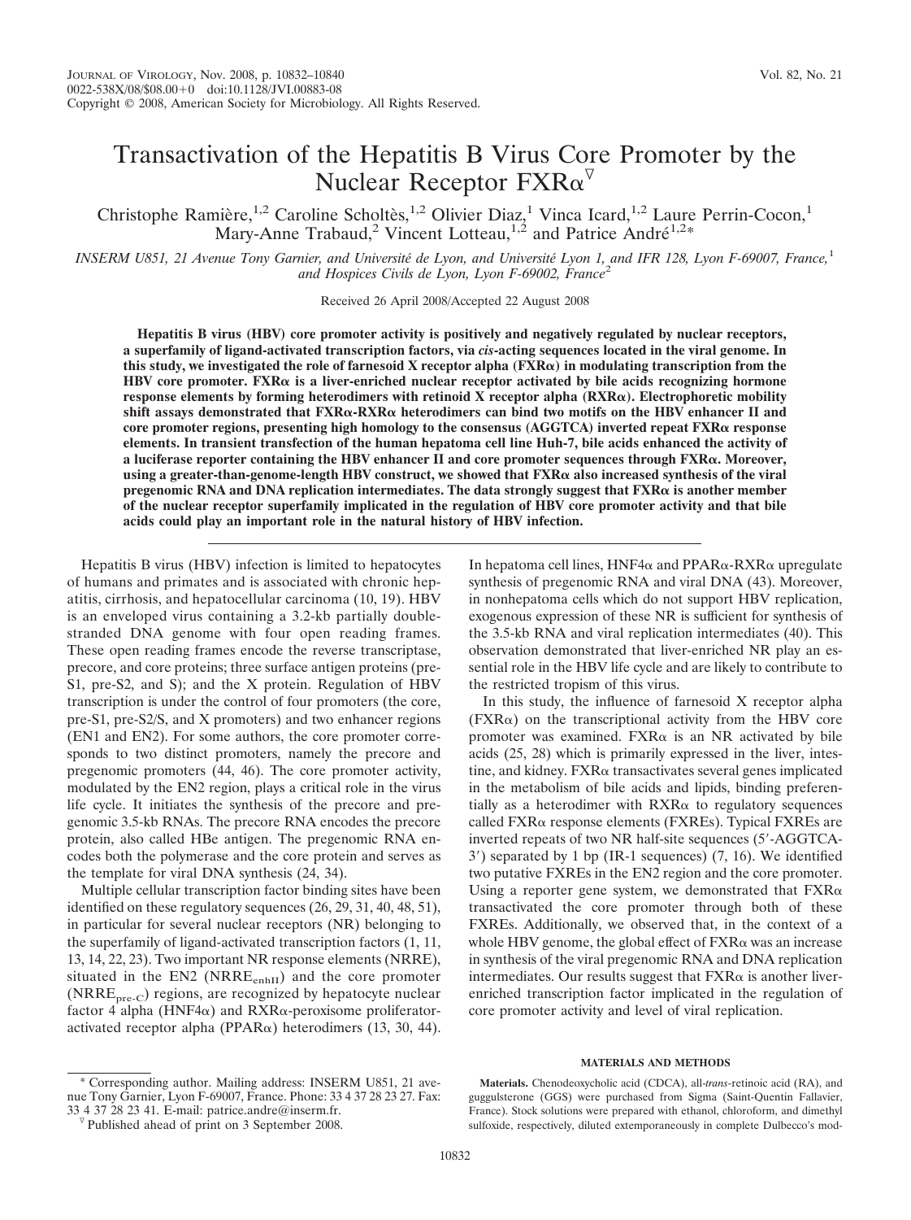# Transactivation of the Hepatitis B Virus Core Promoter by the Nuclear Receptor FXRα[▽]

Christophe Ramière,[1,2] Caroline Scholtès,[1,2] Olivier Diaz,[1] Vinca Icard,[1,2] Laure Perrin-Cocon,[1] Mary-Anne Trabaud,[2] Vincent Lotteau,[1,2] and Patrice André[1,2*]

*INSERM U851, 21 Avenue Tony Garnier, and Université de Lyon, and Université Lyon 1, and IFR 128, Lyon F-69007, France,[1] and Hospices Civils de Lyon, Lyon F-69002, France[2]*

Received 26 April 2008/Accepted 22 August 2008

**Hepatitis B virus (HBV) core promoter activity is positively and negatively regulated by nuclear receptors, a superfamily of ligand-activated transcription factors, via *cis*-acting sequences located in the viral genome. In this study, we investigated the role of farnesoid X receptor alpha (FXRα) in modulating transcription from the HBV core promoter. FXRα is a liver-enriched nuclear receptor activated by bile acids recognizing hormone response elements by forming heterodimers with retinoid X receptor alpha (RXRα). Electrophoretic mobility shift assays demonstrated that FXRα-RXRα heterodimers can bind two motifs on the HBV enhancer II and core promoter regions, presenting high homology to the consensus (AGGTCA) inverted repeat FXRα response elements. In transient transfection of the human hepatoma cell line Huh-7, bile acids enhanced the activity of a luciferase reporter containing the HBV enhancer II and core promoter sequences through FXRα. Moreover, using a greater-than-genome-length HBV construct, we showed that FXRα also increased synthesis of the viral pregenomic RNA and DNA replication intermediates. The data strongly suggest that FXRα is another member of the nuclear receptor superfamily implicated in the regulation of HBV core promoter activity and that bile acids could play an important role in the natural history of HBV infection.**

Hepatitis B virus (HBV) infection is limited to hepatocytes of humans and primates and is associated with chronic hepatitis, cirrhosis, and hepatocellular carcinoma (10, 19). HBV is an enveloped virus containing a 3.2-kb partially double-stranded DNA genome with four open reading frames. These open reading frames encode the reverse transcriptase, precore, and core proteins; three surface antigen proteins (pre-S1, pre-S2, and S); and the X protein. Regulation of HBV transcription is under the control of four promoters (the core, pre-S1, pre-S2/S, and X promoters) and two enhancer regions (EN1 and EN2). For some authors, the core promoter corresponds to two distinct promoters, namely the precore and pregenomic promoters (44, 46). The core promoter activity, modulated by the EN2 region, plays a critical role in the virus life cycle. It initiates the synthesis of the precore and pregenomic 3.5-kb RNAs. The precore RNA encodes the precore protein, also called HBe antigen. The pregenomic RNA encodes both the polymerase and the core protein and serves as the template for viral DNA synthesis (24, 34).

Multiple cellular transcription factor binding sites have been identified on these regulatory sequences (26, 29, 31, 40, 48, 51), in particular for several nuclear receptors (NR) belonging to the superfamily of ligand-activated transcription factors (1, 11, 13, 14, 22, 23). Two important NR response elements (NRRE), situated in the EN2 ($NRRE_{enhII}$) and the core promoter ($NRRE_{pre-C}$) regions, are recognized by hepatocyte nuclear factor 4 alpha (HNF4α) and RXRα-peroxisome proliferator-activated receptor alpha (PPARα) heterodimers (13, 30, 44). In hepatoma cell lines, HNF4α and PPARα-RXRα upregulate synthesis of pregenomic RNA and viral DNA (43). Moreover, in nonhepatoma cells which do not support HBV replication, exogenous expression of these NR is sufficient for synthesis of the 3.5-kb RNA and viral replication intermediates (40). This observation demonstrated that liver-enriched NR play an essential role in the HBV life cycle and are likely to contribute to the restricted tropism of this virus.

In this study, the influence of farnesoid X receptor alpha (FXRα) on the transcriptional activity from the HBV core promoter was examined. FXRα is an NR activated by bile acids (25, 28) which is primarily expressed in the liver, intestine, and kidney. FXRα transactivates several genes implicated in the metabolism of bile acids and lipids, binding preferentially as a heterodimer with RXRα to regulatory sequences called FXRα response elements (FXREs). Typical FXREs are inverted repeats of two NR half-site sequences (5′-AGGTCA-3′) separated by 1 bp (IR-1 sequences) (7, 16). We identified two putative FXREs in the EN2 region and the core promoter. Using a reporter gene system, we demonstrated that FXRα transactivated the core promoter through both of these FXREs. Additionally, we observed that, in the context of a whole HBV genome, the global effect of FXRα was an increase in synthesis of the viral pregenomic RNA and DNA replication intermediates. Our results suggest that FXRα is another liver-enriched transcription factor implicated in the regulation of core promoter activity and level of viral replication.

## MATERIALS AND METHODS

**Materials.** Chenodeoxycholic acid (CDCA), all-*trans*-retinoic acid (RA), and guggulsterone (GGS) were purchased from Sigma (Saint-Quentin Fallavier, France). Stock solutions were prepared with ethanol, chloroform, and dimethyl sulfoxide, respectively, diluted extemporaneously in complete Dulbecco's mod-

* Corresponding author. Mailing address: INSERM U851, 21 avenue Tony Garnier, Lyon F-69007, France. Phone: 33 4 37 28 23 27. Fax: 33 4 37 28 23 41. E-mail: patrice.andre@inserm.fr.

▽ Published ahead of print on 3 September 2008.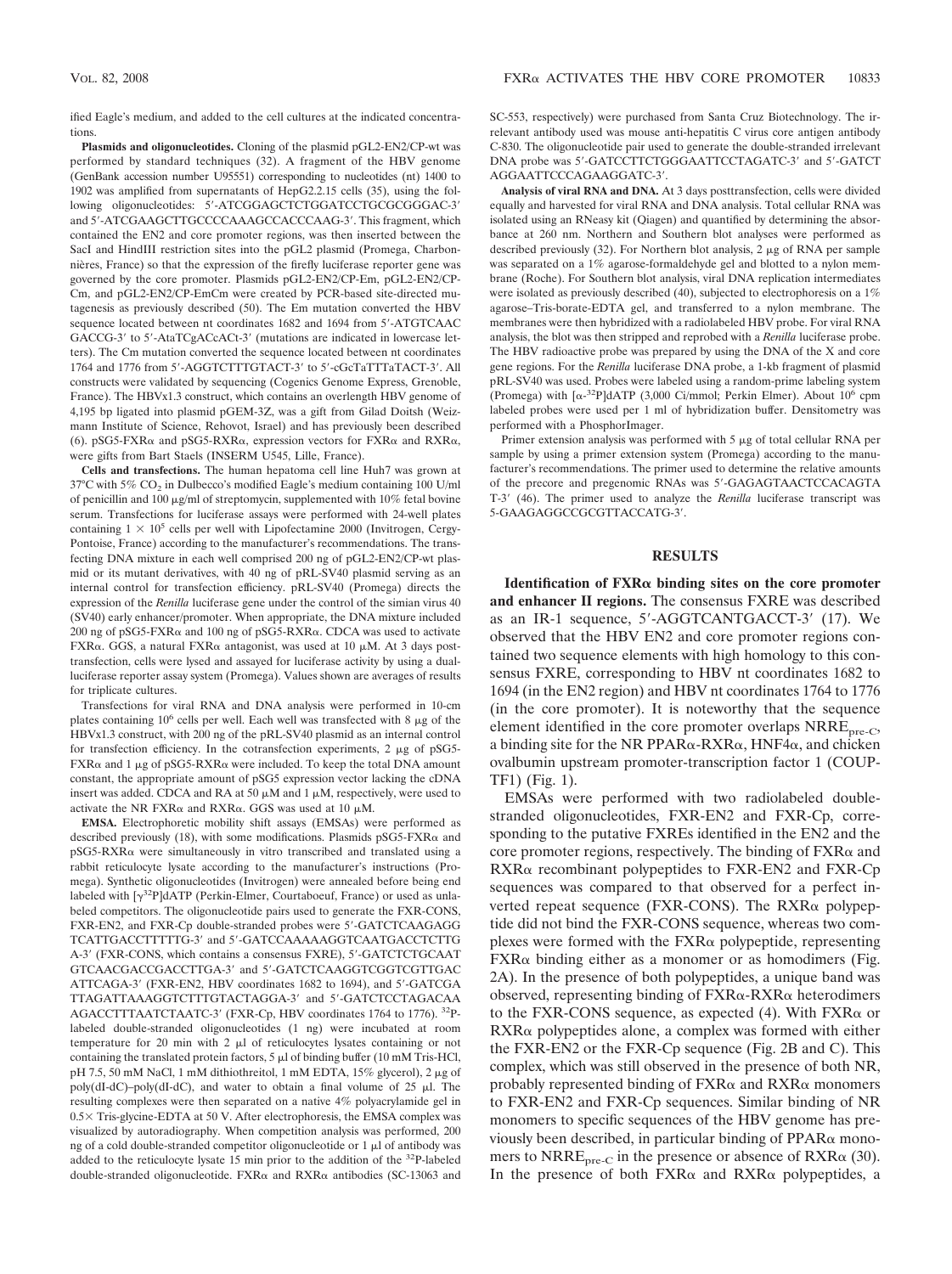ified Eagle's medium, and added to the cell cultures at the indicated concentrations.

**Plasmids and oligonucleotides.** Cloning of the plasmid pGL2-EN2/CP-wt was performed by standard techniques (32). A fragment of the HBV genome (GenBank accession number U95551) corresponding to nucleotides (nt) 1400 to 1902 was amplified from supernatants of HepG2.2.15 cells (35), using the following oligonucleotides: 5′-ATCGGAGCTCTGGATCCTGCGCGGGAC-3′ and 5′-ATCGAAGCTTGCCCCAAAGCCACCCAAG-3′. This fragment, which contained the EN2 and core promoter regions, was then inserted between the SacI and HindIII restriction sites into the pGL2 plasmid (Promega, Charbonnières, France) so that the expression of the firefly luciferase reporter gene was governed by the core promoter. Plasmids pGL2-EN2/CP-Em, pGL2-EN2/CP-Cm, and pGL2-EN2/CP-EmCm were created by PCR-based site-directed mutagenesis as previously described (50). The Em mutation converted the HBV sequence located between nt coordinates 1682 and 1694 from 5′-ATGTCAACGACCG-3′ to 5′-AtaTCgACcACt-3′ (mutations are indicated in lowercase letters). The Cm mutation converted the sequence located between nt coordinates 1764 and 1776 from 5′-AGGTCTTTGTACT-3′ to 5′-cGcTaTTTaTACT-3′. All constructs were validated by sequencing (Cogenics Genome Express, Grenoble, France). The HBVx1.3 construct, which contains an overlength HBV genome of 4,195 bp ligated into plasmid pGEM-3Z, was a gift from Gilad Doitsh (Weizmann Institute of Science, Rehovot, Israel) and has previously been described (6). pSG5-FXRα and pSG5-RXRα, expression vectors for FXRα and RXRα, were gifts from Bart Staels (INSERM U545, Lille, France).

**Cells and transfections.** The human hepatoma cell line Huh7 was grown at 37°C with 5% $CO_2$ in Dulbecco's modified Eagle's medium containing 100 U/ml of penicillin and 100 μg/ml of streptomycin, supplemented with 10% fetal bovine serum. Transfections for luciferase assays were performed with 24-well plates containing $1 \times 10^5$ cells per well with Lipofectamine 2000 (Invitrogen, Cergy-Pontoise, France) according to the manufacturer's recommendations. The transfecting DNA mixture in each well comprised 200 ng of pGL2-EN2/CP-wt plasmid or its mutant derivatives, with 40 ng of pRL-SV40 plasmid serving as an internal control for transfection efficiency. pRL-SV40 (Promega) directs the expression of the *Renilla* luciferase gene under the control of the simian virus 40 (SV40) early enhancer/promoter. When appropriate, the DNA mixture included 200 ng of pSG5-FXRα and 100 ng of pSG5-RXRα. CDCA was used to activate FXRα. GGS, a natural FXRα antagonist, was used at 10 μM. At 3 days posttransfection, cells were lysed and assayed for luciferase activity by using a dual-luciferase reporter assay system (Promega). Values shown are averages of results for triplicate cultures.

Transfections for viral RNA and DNA analysis were performed in 10-cm plates containing $10^6$ cells per well. Each well was transfected with 8 μg of the HBVx1.3 construct, with 200 ng of the pRL-SV40 plasmid as an internal control for transfection efficiency. In the cotransfection experiments, 2 μg of pSG5-FXRα and 1 μg of pSG5-RXRα were included. To keep the total DNA amount constant, the appropriate amount of pSG5 expression vector lacking the cDNA insert was added. CDCA and RA at 50 μM and 1 μM, respectively, were used to activate the NR FXRα and RXRα. GGS was used at 10 μM.

**EMSA.** Electrophoretic mobility shift assays (EMSAs) were performed as described previously (18), with some modifications. Plasmids pSG5-FXRα and pSG5-RXRα were simultaneously in vitro transcribed and translated using a rabbit reticulocyte lysate according to the manufacturer's instructions (Promega). Synthetic oligonucleotides (Invitrogen) were annealed before being end labeled with [$\gamma^{32}$P]dATP (Perkin-Elmer, Courtaboeuf, France) or used as unlabeled competitors. The oligonucleotide pairs used to generate the FXR-CONS, FXR-EN2, and FXR-Cp double-stranded probes were 5′-GATCTCAAGAGGTCATTGACCTTTTTG-3′ and 5′-GATCCAAAAAGGTCAATGACCTCTTGA-3′ (FXR-CONS, which contains a consensus FXRE), 5′-GATCTCTGCAATGTCAACGACCGACCTTGA-3′ and 5′-GATCTCAAGGTCGGTCGTTGACATTCAGA-3′ (FXR-EN2, HBV coordinates 1682 to 1694), and 5′-GATCGATTAGATTAAAGGTCTTTGTACTAGGA-3′ and 5′-GATCTCCTAGACAAAGACCTTTAATCTAATC-3′ (FXR-Cp, HBV coordinates 1764 to 1776). $^{32}$P-labeled double-stranded oligonucleotides (1 ng) were incubated at room temperature for 20 min with 2 μl of reticulocytes lysates containing or not containing the translated protein factors, 5 μl of binding buffer (10 mM Tris-HCl, pH 7.5, 50 mM NaCl, 1 mM dithiothreitol, 1 mM EDTA, 15% glycerol), 2 μg of poly(dI-dC)–poly(dI-dC), and water to obtain a final volume of 25 μl. The resulting complexes were then separated on a native 4% polyacrylamide gel in 0.5× Tris-glycine-EDTA at 50 V. After electrophoresis, the EMSA complex was visualized by autoradiography. When competition analysis was performed, 200 ng of a cold double-stranded competitor oligonucleotide or 1 μl of antibody was added to the reticulocyte lysate 15 min prior to the addition of the $^{32}$P-labeled double-stranded oligonucleotide. FXRα and RXRα antibodies (SC-13063 and SC-553, respectively) were purchased from Santa Cruz Biotechnology. The irrelevant antibody used was mouse anti-hepatitis C virus core antigen antibody C-830. The oligonucleotide pair used to generate the double-stranded irrelevant DNA probe was 5′-GATCCTTCTGGGAATTCCTAGATC-3′ and 5′-GATCTAGGAATTCCCAGAAGGATC-3′.

**Analysis of viral RNA and DNA.** At 3 days posttransfection, cells were divided equally and harvested for viral RNA and DNA analysis. Total cellular RNA was isolated using an RNeasy kit (Qiagen) and quantified by determining the absorbance at 260 nm. Northern and Southern blot analyses were performed as described previously (32). For Northern blot analysis, 2 μg of RNA per sample was separated on a 1% agarose-formaldehyde gel and blotted to a nylon membrane (Roche). For Southern blot analysis, viral DNA replication intermediates were isolated as previously described (40), subjected to electrophoresis on a 1% agarose–Tris-borate-EDTA gel, and transferred to a nylon membrane. The membranes were then hybridized with a radiolabeled HBV probe. For viral RNA analysis, the blot was then stripped and reprobed with a *Renilla* luciferase probe. The HBV radioactive probe was prepared by using the DNA of the X and core gene regions. For the *Renilla* luciferase DNA probe, a 1-kb fragment of plasmid pRL-SV40 was used. Probes were labeled using a random-prime labeling system (Promega) with [$\alpha$-$^{32}$P]dATP (3,000 Ci/mmol; Perkin Elmer). About $10^6$ cpm labeled probes were used per 1 ml of hybridization buffer. Densitometry was performed with a PhosphorImager.

Primer extension analysis was performed with 5 μg of total cellular RNA per sample by using a primer extension system (Promega) according to the manufacturer's recommendations. The primer used to determine the relative amounts of the precore and pregenomic RNAs was 5′-GAGAGTAACTCCACAGTAT-3′ (46). The primer used to analyze the *Renilla* luciferase transcript was 5-GAAGAGGCCGCGTTACCATG-3′.

## RESULTS

**Identification of FXRα binding sites on the core promoter and enhancer II regions.** The consensus FXRE was described as an IR-1 sequence, 5′-AGGTCANTGACCT-3′ (17). We observed that the HBV EN2 and core promoter regions contained two sequence elements with high homology to this consensus FXRE, corresponding to HBV nt coordinates 1682 to 1694 (in the EN2 region) and HBV nt coordinates 1764 to 1776 (in the core promoter). It is noteworthy that the sequence element identified in the core promoter overlaps $NRRE_{pre\text{-}C}$, a binding site for the NR PPARα-RXRα, HNF4α, and chicken ovalbumin upstream promoter-transcription factor 1 (COUP-TF1) (Fig. 1).

EMSAs were performed with two radiolabeled double-stranded oligonucleotides, FXR-EN2 and FXR-Cp, corresponding to the putative FXREs identified in the EN2 and the core promoter regions, respectively. The binding of FXRα and RXRα recombinant polypeptides to FXR-EN2 and FXR-Cp sequences was compared to that observed for a perfect inverted repeat sequence (FXR-CONS). The RXRα polypeptide did not bind the FXR-CONS sequence, whereas two complexes were formed with the FXRα polypeptide, representing FXRα binding either as a monomer or as homodimers (Fig. 2A). In the presence of both polypeptides, a unique band was observed, representing binding of FXRα-RXRα heterodimers to the FXR-CONS sequence, as expected (4). With FXRα or RXRα polypeptides alone, a complex was formed with either the FXR-EN2 or the FXR-Cp sequence (Fig. 2B and C). This complex, which was still observed in the presence of both NR, probably represented binding of FXRα and RXRα monomers to FXR-EN2 and FXR-Cp sequences. Similar binding of NR monomers to specific sequences of the HBV genome has previously been described, in particular binding of PPARα monomers to $NRRE_{pre\text{-}C}$ in the presence or absence of RXRα (30). In the presence of both FXRα and RXRα polypeptides, a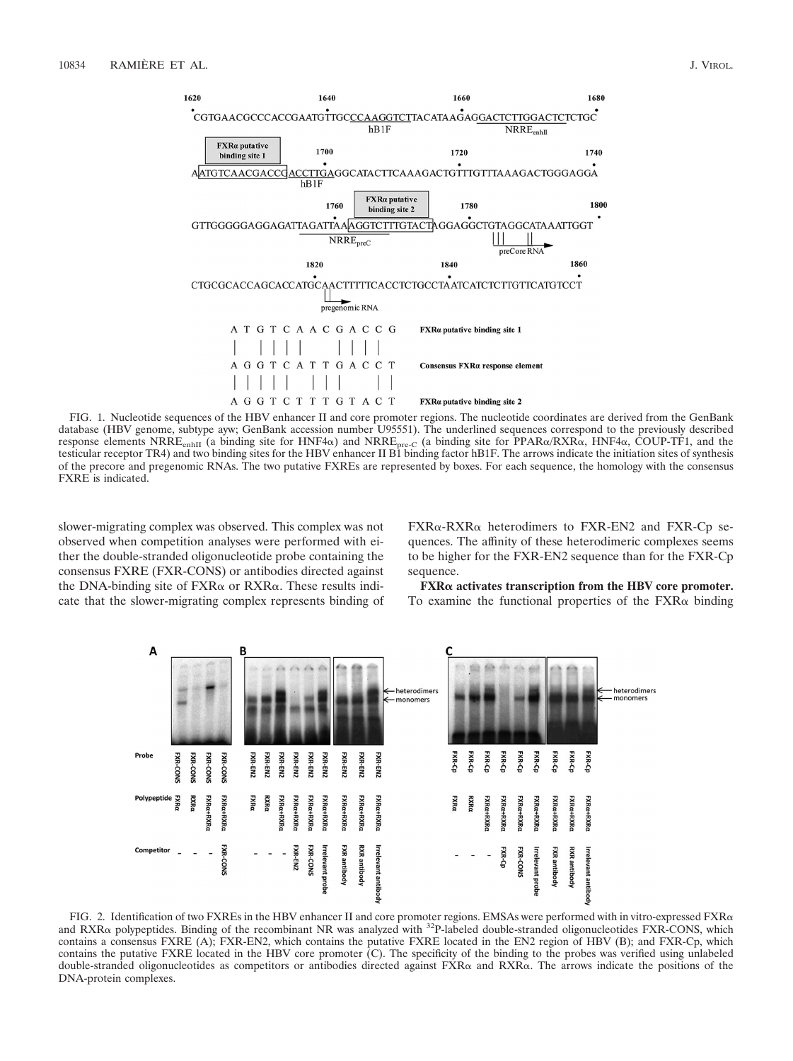1620 1640 1660 1680

CGTGAACGCCCACCGAATGTTGCCCAAGGTCTTACATAAGAGGACTCTTGGACTCTCTGC

hB1F NRRE$_{enhII}$

FXRα putative binding site 1

1700 1720 1740

AATGTCAACGACCGACCTTGAGGCATACTTCAAAGACTGTTTGTTTAAAGACTGGGAGGA

hB1F

FXRα putative binding site 2

1760 1780 1800

GTTGGGGGAGGAGATTAGATTAAAGGTCTTTGTACTAGGAGGCTGTAGGCATAAATTGGT

NRRE$_{preC}$ preCore RNA

1820 1840 1860

CTGCGCACCAGCACCATGCAACTTTTTCACCTCTGCCTAATCATCTCTTGTTCATGTCCT

pregenomic RNA

```
A T G T C A A C G A C C G    FXRα putative binding site 1
|   | | | |       | | | |
A G G T C A T T G A C C T    Consensus FXRα response element
| | | | |     | | |     |
A G G T C T T T G T A C T    FXRα putative binding site 2
```

FIG. 1. Nucleotide sequences of the HBV enhancer II and core promoter regions. The nucleotide coordinates are derived from the GenBank database (HBV genome, subtype ayw; GenBank accession number U95551). The underlined sequences correspond to the previously described response elements NRRE$_{enhII}$ (a binding site for HNF4α) and NRRE$_{pre-C}$ (a binding site for PPARα/RXRα, HNF4α, COUP-TF1, and the testicular receptor TR4) and two binding sites for the HBV enhancer II B1 binding factor hB1F. The arrows indicate the initiation sites of synthesis of the precore and pregenomic RNAs. The two putative FXREs are represented by boxes. For each sequence, the homology with the consensus FXRE is indicated.

slower-migrating complex was observed. This complex was not observed when competition analyses were performed with either the double-stranded oligonucleotide probe containing the consensus FXRE (FXR-CONS) or antibodies directed against the DNA-binding site of FXRα or RXRα. These results indicate that the slower-migrating complex represents binding of FXRα-RXRα heterodimers to FXR-EN2 and FXR-Cp sequences. The affinity of these heterodimeric complexes seems to be higher for the FXR-EN2 sequence than for the FXR-Cp sequence.

**FXRα activates transcription from the HBV core promoter.** To examine the functional properties of the FXRα binding

| | A | | | | B | | | | | | | | | C | | | | | | | | |
|---|---|---|---|---|---|---|---|---|---|---|---|---|---|---|---|---|---|---|---|---|---|---|
| Probe | FXR-CONS | FXR-CONS | FXR-CONS | FXR-CONS | FXR-EN2 | FXR-EN2 | FXR-EN2 | FXR-EN2 | FXR-EN2 | FXR-EN2 | FXR-EN2 | FXR-EN2 | FXR-EN2 | FXR-Cp | FXR-Cp | FXR-Cp | FXR-Cp | FXR-Cp | FXR-Cp | FXR-Cp | FXR-Cp | FXR-Cp |
| Polypeptide | FXRα | RXRα | FXRα+RXRα | FXRα+RXRα | FXRα | RXRα | FXRα+RXRα | FXRα+RXRα | FXRα+RXRα | FXRα+RXRα | FXRα+RXRα | FXRα+RXRα | FXRα+RXRα | FXRα | RXRα | FXRα+RXRα | FXRα+RXRα | FXRα+RXRα | FXRα+RXRα | FXRα+RXRα | FXRα+RXRα | FXRα+RXRα |
| Competitor | - | - | - | FXR-CONS | - | - | - | FXR-EN2 | FXR-CONS | Irrelevant probe | FXR antibody | RXR antibody | Irrelevant antibody | - | - | - | FXR-Cp | FXR-CONS | Irrelevant probe | FXR antibody | RXR antibody | Irrelevant antibody |

← heterodimers ← monomers

FIG. 2. Identification of two FXREs in the HBV enhancer II and core promoter regions. EMSAs were performed with in vitro-expressed FXRα and RXRα polypeptides. Binding of the recombinant NR was analyzed with $^{32}$P-labeled double-stranded oligonucleotides FXR-CONS, which contains a consensus FXRE (A); FXR-EN2, which contains the putative FXRE located in the EN2 region of HBV (B); and FXR-Cp, which contains the putative FXRE located in the HBV core promoter (C). The specificity of the binding to the probes was verified using unlabeled double-stranded oligonucleotides as competitors or antibodies directed against FXRα and RXRα. The arrows indicate the positions of the DNA-protein complexes.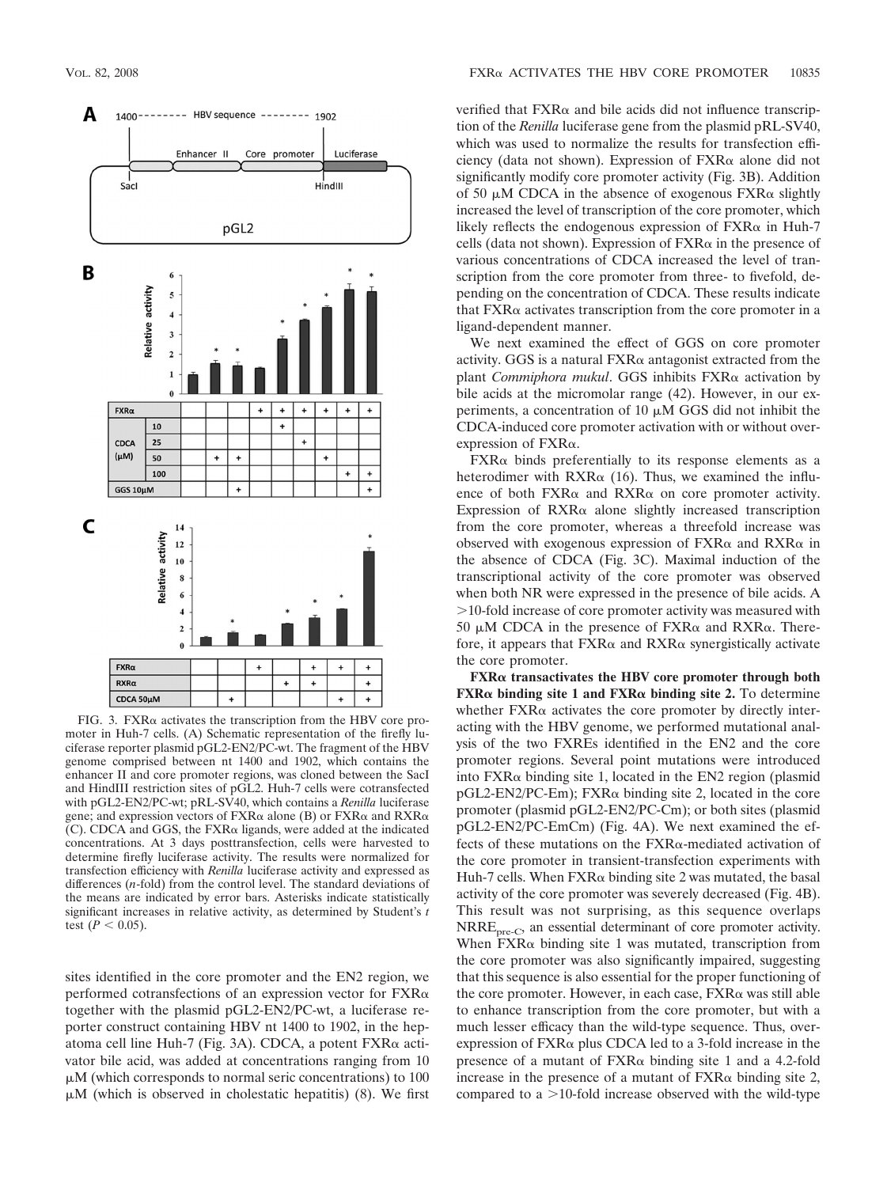FIG. 3. FXRα activates the transcription from the HBV core promoter in Huh-7 cells. (A) Schematic representation of the firefly luciferase reporter plasmid pGL2-EN2/PC-wt. The fragment of the HBV genome comprised between nt 1400 and 1902, which contains the enhancer II and core promoter regions, was cloned between the SacI and HindIII restriction sites of pGL2. Huh-7 cells were cotransfected with pGL2-EN2/PC-wt; pRL-SV40, which contains a *Renilla* luciferase gene; and expression vectors of FXRα alone (B) or FXRα and RXRα (C). CDCA and GGS, the FXRα ligands, were added at the indicated concentrations. At 3 days posttransfection, cells were harvested to determine firefly luciferase activity. The results were normalized for transfection efficiency with *Renilla* luciferase activity and expressed as differences (*n*-fold) from the control level. The standard deviations of the means are indicated by error bars. Asterisks indicate statistically significant increases in relative activity, as determined by Student's *t* test ($P < 0.05$).

sites identified in the core promoter and the EN2 region, we performed cotransfections of an expression vector for FXRα together with the plasmid pGL2-EN2/PC-wt, a luciferase reporter construct containing HBV nt 1400 to 1902, in the hepatoma cell line Huh-7 (Fig. 3A). CDCA, a potent FXRα activator bile acid, was added at concentrations ranging from 10 μM (which corresponds to normal seric concentrations) to 100 μM (which is observed in cholestatic hepatitis) (8). We first verified that FXRα and bile acids did not influence transcription of the *Renilla* luciferase gene from the plasmid pRL-SV40, which was used to normalize the results for transfection efficiency (data not shown). Expression of FXRα alone did not significantly modify core promoter activity (Fig. 3B). Addition of 50 μM CDCA in the absence of exogenous FXRα slightly increased the level of transcription of the core promoter, which likely reflects the endogenous expression of FXRα in Huh-7 cells (data not shown). Expression of FXRα in the presence of various concentrations of CDCA increased the level of transcription from the core promoter from three- to fivefold, depending on the concentration of CDCA. These results indicate that FXRα activates transcription from the core promoter in a ligand-dependent manner.

We next examined the effect of GGS on core promoter activity. GGS is a natural FXRα antagonist extracted from the plant *Commiphora mukul*. GGS inhibits FXRα activation by bile acids at the micromolar range (42). However, in our experiments, a concentration of 10 μM GGS did not inhibit the CDCA-induced core promoter activation with or without overexpression of FXRα.

FXRα binds preferentially to its response elements as a heterodimer with RXRα (16). Thus, we examined the influence of both FXRα and RXRα on core promoter activity. Expression of RXRα alone slightly increased transcription from the core promoter, whereas a threefold increase was observed with exogenous expression of FXRα and RXRα in the absence of CDCA (Fig. 3C). Maximal induction of the transcriptional activity of the core promoter was observed when both NR were expressed in the presence of bile acids. A >10-fold increase of core promoter activity was measured with 50 μM CDCA in the presence of FXRα and RXRα. Therefore, it appears that FXRα and RXRα synergistically activate the core promoter.

**FXRα transactivates the HBV core promoter through both FXRα binding site 1 and FXRα binding site 2.** To determine whether FXRα activates the core promoter by directly interacting with the HBV genome, we performed mutational analysis of the two FXREs identified in the EN2 and the core promoter regions. Several point mutations were introduced into FXRα binding site 1, located in the EN2 region (plasmid pGL2-EN2/PC-Em); FXRα binding site 2, located in the core promoter (plasmid pGL2-EN2/PC-Cm); or both sites (plasmid pGL2-EN2/PC-EmCm) (Fig. 4A). We next examined the effects of these mutations on the FXRα-mediated activation of the core promoter in transient-transfection experiments with Huh-7 cells. When FXRα binding site 2 was mutated, the basal activity of the core promoter was severely decreased (Fig. 4B). This result was not surprising, as this sequence overlaps $NRRE_{pre\text{-}C}$, an essential determinant of core promoter activity. When FXRα binding site 1 was mutated, transcription from the core promoter was also significantly impaired, suggesting that this sequence is also essential for the proper functioning of the core promoter. However, in each case, FXRα was still able to enhance transcription from the core promoter, but with a much lesser efficacy than the wild-type sequence. Thus, overexpression of FXRα plus CDCA led to a 3-fold increase in the presence of a mutant of FXRα binding site 1 and a 4.2-fold increase in the presence of a mutant of FXRα binding site 2, compared to a >10-fold increase observed with the wild-type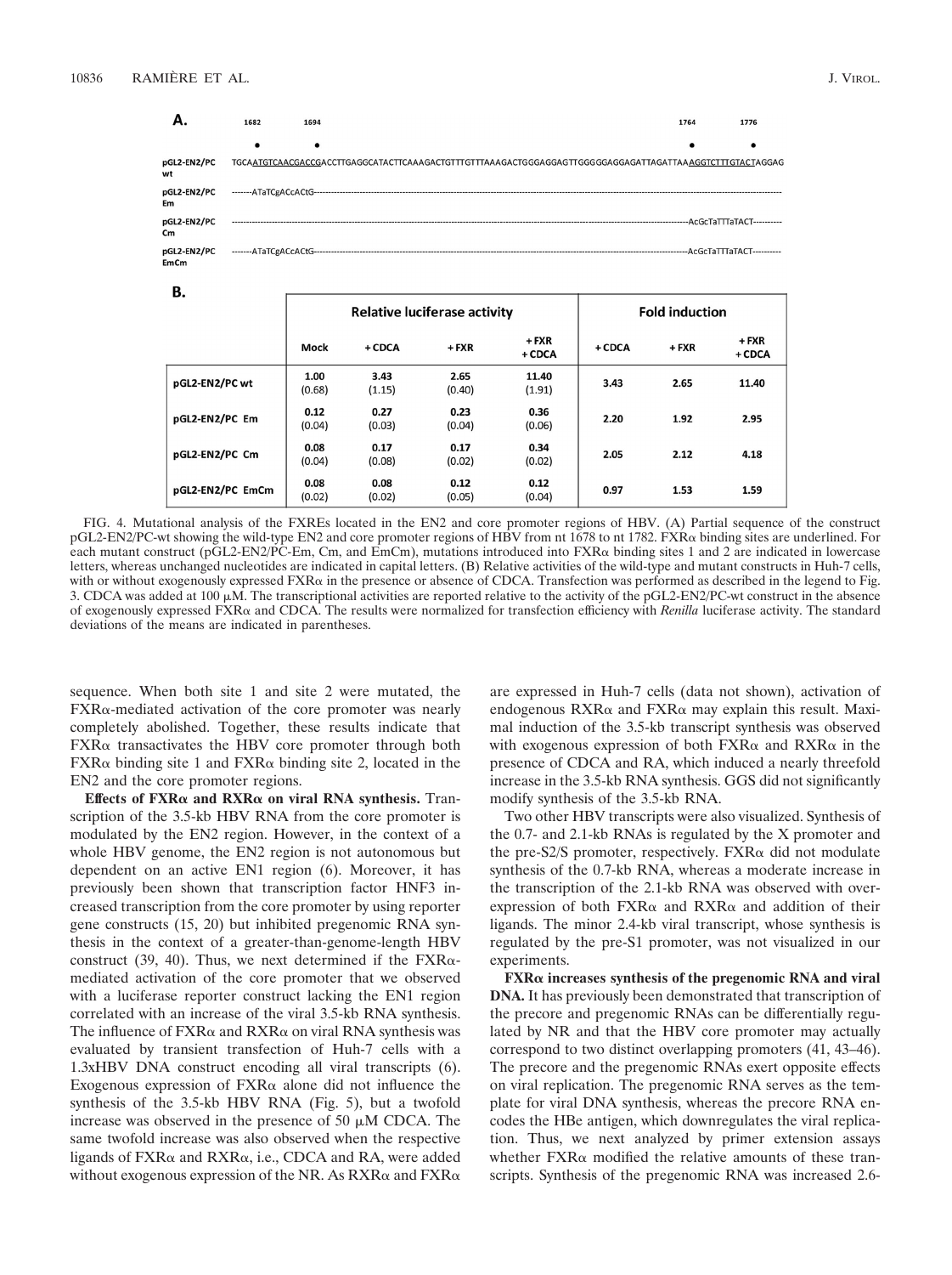**A.**

| | 1682 | 1694 | | 1764 | 1776 |
|---|---|---|---|---|---|
| pGL2-EN2/PC wt | TGCAATGTCAACGACCGACCTTGAGGCATACTTCAAAGACTGTTTGTTTAAAGACTGGGAGGAGTTGGGGGAGGAGATTAGATTAAAGGTCTTTGTACTAGGAG | | | | |
| pGL2-EN2/PC Em | -------ATaTCgACcACtG--------------------------------------------------------------------------------------------------- | | | | |
| pGL2-EN2/PC Cm | ---------------------------------------------------------------------------------------------------AcGcTaTTTaTACT---------- | | | | |
| pGL2-EN2/PC EmCm | -------ATaTCgACcACtG-------------------------------------------------------------------------AcGcTaTTTaTACT---------- | | | | |

**B.**

| | Relative luciferase activity | | | | Fold induction | | |
|---|---|---|---|---|---|---|---|
| | Mock | + CDCA | + FXR | + FXR + CDCA | + CDCA | + FXR | + FXR + CDCA |
| pGL2-EN2/PC wt | 1.00 (0.68) | 3.43 (1.15) | 2.65 (0.40) | 11.40 (1.91) | 3.43 | 2.65 | 11.40 |
| pGL2-EN2/PC Em | 0.12 (0.04) | 0.27 (0.03) | 0.23 (0.04) | 0.36 (0.06) | 2.20 | 1.92 | 2.95 |
| pGL2-EN2/PC Cm | 0.08 (0.04) | 0.17 (0.08) | 0.17 (0.02) | 0.34 (0.02) | 2.05 | 2.12 | 4.18 |
| pGL2-EN2/PC EmCm | 0.08 (0.02) | 0.08 (0.02) | 0.12 (0.05) | 0.12 (0.04) | 0.97 | 1.53 | 1.59 |

FIG. 4. Mutational analysis of the FXREs located in the EN2 and core promoter regions of HBV. (A) Partial sequence of the construct pGL2-EN2/PC-wt showing the wild-type EN2 and core promoter regions of HBV from nt 1678 to nt 1782. FXRα binding sites are underlined. For each mutant construct (pGL2-EN2/PC-Em, Cm, and EmCm), mutations introduced into FXRα binding sites 1 and 2 are indicated in lowercase letters, whereas unchanged nucleotides are indicated in capital letters. (B) Relative activities of the wild-type and mutant constructs in Huh-7 cells, with or without exogenously expressed FXRα in the presence or absence of CDCA. Transfection was performed as described in the legend to Fig. 3. CDCA was added at 100 μM. The transcriptional activities are reported relative to the activity of the pGL2-EN2/PC-wt construct in the absence of exogenously expressed FXRα and CDCA. The results were normalized for transfection efficiency with *Renilla* luciferase activity. The standard deviations of the means are indicated in parentheses.

sequence. When both site 1 and site 2 were mutated, the FXRα-mediated activation of the core promoter was nearly completely abolished. Together, these results indicate that FXRα transactivates the HBV core promoter through both FXRα binding site 1 and FXRα binding site 2, located in the EN2 and the core promoter regions.

**Effects of FXRα and RXRα on viral RNA synthesis.** Transcription of the 3.5-kb HBV RNA from the core promoter is modulated by the EN2 region. However, in the context of a whole HBV genome, the EN2 region is not autonomous but dependent on an active EN1 region (6). Moreover, it has previously been shown that transcription factor HNF3 increased transcription from the core promoter by using reporter gene constructs (15, 20) but inhibited pregenomic RNA synthesis in the context of a greater-than-genome-length HBV construct (39, 40). Thus, we next determined if the FXRα-mediated activation of the core promoter that we observed with a luciferase reporter construct lacking the EN1 region correlated with an increase of the viral 3.5-kb RNA synthesis. The influence of FXRα and RXRα on viral RNA synthesis was evaluated by transient transfection of Huh-7 cells with a 1.3xHBV DNA construct encoding all viral transcripts (6). Exogenous expression of FXRα alone did not influence the synthesis of the 3.5-kb HBV RNA (Fig. 5), but a twofold increase was observed in the presence of 50 μM CDCA. The same twofold increase was also observed when the respective ligands of FXRα and RXRα, i.e., CDCA and RA, were added without exogenous expression of the NR. As RXRα and FXRα are expressed in Huh-7 cells (data not shown), activation of endogenous RXRα and FXRα may explain this result. Maximal induction of the 3.5-kb transcript synthesis was observed with exogenous expression of both FXRα and RXRα in the presence of CDCA and RA, which induced a nearly threefold increase in the 3.5-kb RNA synthesis. GGS did not significantly modify synthesis of the 3.5-kb RNA.

Two other HBV transcripts were also visualized. Synthesis of the 0.7- and 2.1-kb RNAs is regulated by the X promoter and the pre-S2/S promoter, respectively. FXRα did not modulate synthesis of the 0.7-kb RNA, whereas a moderate increase in the transcription of the 2.1-kb RNA was observed with overexpression of both FXRα and RXRα and addition of their ligands. The minor 2.4-kb viral transcript, whose synthesis is regulated by the pre-S1 promoter, was not visualized in our experiments.

**FXRα increases synthesis of the pregenomic RNA and viral DNA.** It has previously been demonstrated that transcription of the precore and pregenomic RNAs can be differentially regulated by NR and that the HBV core promoter may actually correspond to two distinct overlapping promoters (41, 43–46). The precore and the pregenomic RNAs exert opposite effects on viral replication. The pregenomic RNA serves as the template for viral DNA synthesis, whereas the precore RNA encodes the HBe antigen, which downregulates the viral replication. Thus, we next analyzed by primer extension assays whether FXRα modified the relative amounts of these transcripts. Synthesis of the pregenomic RNA was increased 2.6-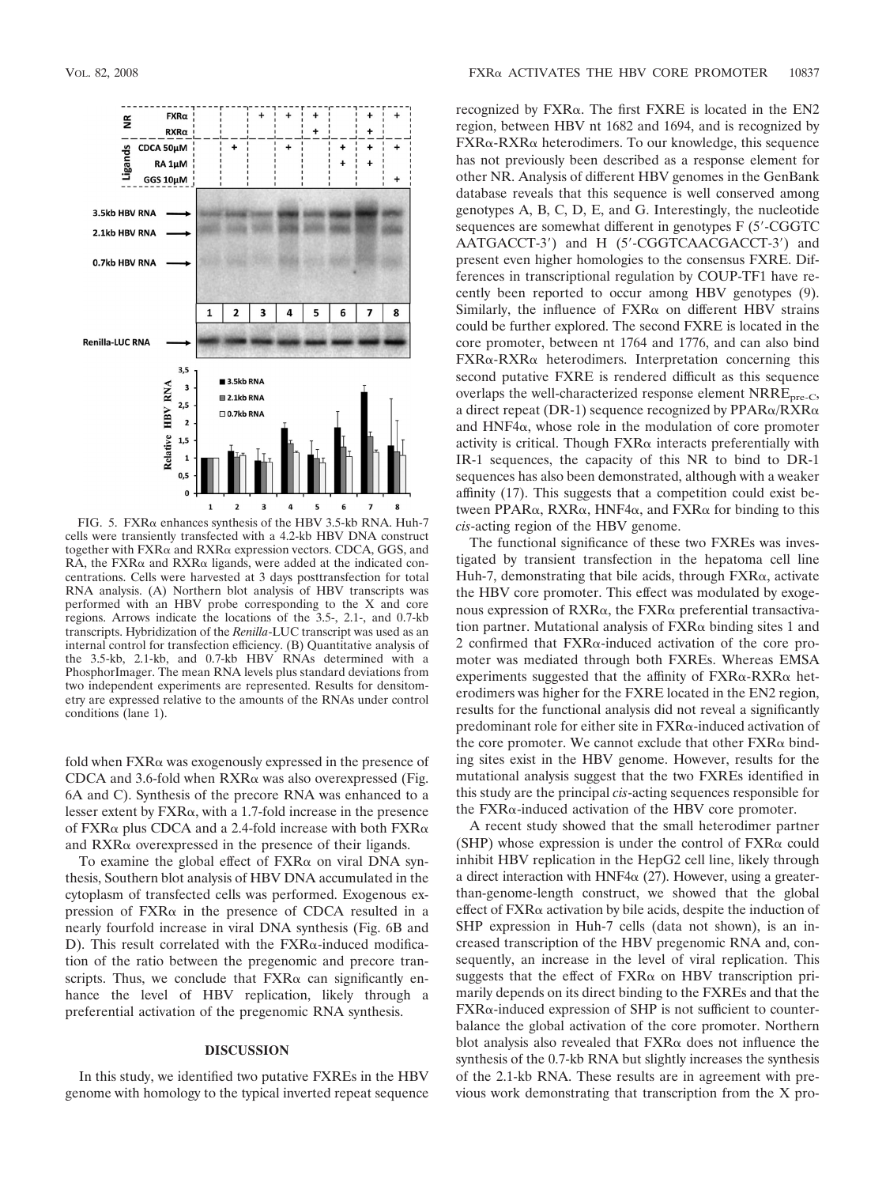FIG. 5. FXRα enhances synthesis of the HBV 3.5-kb RNA. Huh-7 cells were transiently transfected with a 4.2-kb HBV DNA construct together with FXRα and RXRα expression vectors. CDCA, GGS, and RA, the FXRα and RXRα ligands, were added at the indicated concentrations. Cells were harvested at 3 days posttransfection for total RNA analysis. (A) Northern blot analysis of HBV transcripts was performed with an HBV probe corresponding to the X and core regions. Arrows indicate the locations of the 3.5-, 2.1-, and 0.7-kb transcripts. Hybridization of the *Renilla*-LUC transcript was used as an internal control for transfection efficiency. (B) Quantitative analysis of the 3.5-kb, 2.1-kb, and 0.7-kb HBV RNAs determined with a PhosphorImager. The mean RNA levels plus standard deviations from two independent experiments are represented. Results for densitometry are expressed relative to the amounts of the RNAs under control conditions (lane 1).

fold when FXRα was exogenously expressed in the presence of CDCA and 3.6-fold when RXRα was also overexpressed (Fig. 6A and C). Synthesis of the precore RNA was enhanced to a lesser extent by FXRα, with a 1.7-fold increase in the presence of FXRα plus CDCA and a 2.4-fold increase with both FXRα and RXRα overexpressed in the presence of their ligands.

To examine the global effect of FXRα on viral DNA synthesis, Southern blot analysis of HBV DNA accumulated in the cytoplasm of transfected cells was performed. Exogenous expression of FXRα in the presence of CDCA resulted in a nearly fourfold increase in viral DNA synthesis (Fig. 6B and D). This result correlated with the FXRα-induced modification of the ratio between the pregenomic and precore transcripts. Thus, we conclude that FXRα can significantly enhance the level of HBV replication, likely through a preferential activation of the pregenomic RNA synthesis.

## DISCUSSION

In this study, we identified two putative FXREs in the HBV genome with homology to the typical inverted repeat sequence recognized by FXRα. The first FXRE is located in the EN2 region, between HBV nt 1682 and 1694, and is recognized by FXRα-RXRα heterodimers. To our knowledge, this sequence has not previously been described as a response element for other NR. Analysis of different HBV genomes in the GenBank database reveals that this sequence is well conserved among genotypes A, B, C, D, E, and G. Interestingly, the nucleotide sequences are somewhat different in genotypes F (5′-CGGTCAATGACCT-3′) and H (5′-CGGTCAACGACCT-3′) and present even higher homologies to the consensus FXRE. Differences in transcriptional regulation by COUP-TF1 have recently been reported to occur among HBV genotypes (9). Similarly, the influence of FXRα on different HBV strains could be further explored. The second FXRE is located in the core promoter, between nt 1764 and 1776, and can also bind FXRα-RXRα heterodimers. Interpretation concerning this second putative FXRE is rendered difficult as this sequence overlaps the well-characterized response element $NRRE_{pre\text{-}C}$, a direct repeat (DR-1) sequence recognized by PPARα/RXRα and HNF4α, whose role in the modulation of core promoter activity is critical. Though FXRα interacts preferentially with IR-1 sequences, the capacity of this NR to bind to DR-1 sequences has also been demonstrated, although with a weaker affinity (17). This suggests that a competition could exist between PPARα, RXRα, HNF4α, and FXRα for binding to this *cis*-acting region of the HBV genome.

The functional significance of these two FXREs was investigated by transient transfection in the hepatoma cell line Huh-7, demonstrating that bile acids, through FXRα, activate the HBV core promoter. This effect was modulated by exogenous expression of RXRα, the FXRα preferential transactivation partner. Mutational analysis of FXRα binding sites 1 and 2 confirmed that FXRα-induced activation of the core promoter was mediated through both FXREs. Whereas EMSA experiments suggested that the affinity of FXRα-RXRα heterodimers was higher for the FXRE located in the EN2 region, results for the functional analysis did not reveal a significantly predominant role for either site in FXRα-induced activation of the core promoter. We cannot exclude that other FXRα binding sites exist in the HBV genome. However, results for the mutational analysis suggest that the two FXREs identified in this study are the principal *cis*-acting sequences responsible for the FXRα-induced activation of the HBV core promoter.

A recent study showed that the small heterodimer partner (SHP) whose expression is under the control of FXRα could inhibit HBV replication in the HepG2 cell line, likely through a direct interaction with HNF4α (27). However, using a greater-than-genome-length construct, we showed that the global effect of FXRα activation by bile acids, despite the induction of SHP expression in Huh-7 cells (data not shown), is an increased transcription of the HBV pregenomic RNA and, consequently, an increase in the level of viral replication. This suggests that the effect of FXRα on HBV transcription primarily depends on its direct binding to the FXREs and that the FXRα-induced expression of SHP is not sufficient to counterbalance the global activation of the core promoter. Northern blot analysis also revealed that FXRα does not influence the synthesis of the 0.7-kb RNA but slightly increases the synthesis of the 2.1-kb RNA. These results are in agreement with previous work demonstrating that transcription from the X pro-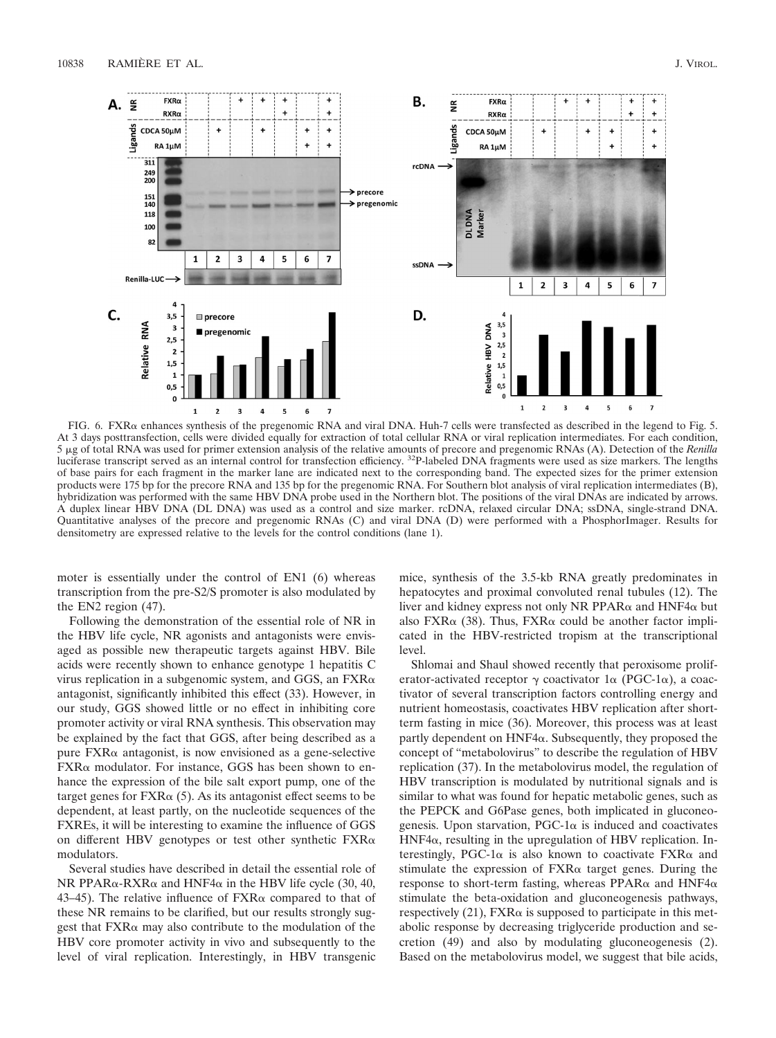FIG. 6. FXRα enhances synthesis of the pregenomic RNA and viral DNA. Huh-7 cells were transfected as described in the legend to Fig. 5. At 3 days posttransfection, cells were divided equally for extraction of total cellular RNA or viral replication intermediates. For each condition, 5 μg of total RNA was used for primer extension analysis of the relative amounts of precore and pregenomic RNAs (A). Detection of the *Renilla* luciferase transcript served as an internal control for transfection efficiency. $^{32}$P-labeled DNA fragments were used as size markers. The lengths of base pairs for each fragment in the marker lane are indicated next to the corresponding band. The expected sizes for the primer extension products were 175 bp for the precore RNA and 135 bp for the pregenomic RNA. For Southern blot analysis of viral replication intermediates (B), hybridization was performed with the same HBV DNA probe used in the Northern blot. The positions of the viral DNAs are indicated by arrows. A duplex linear HBV DNA (DL DNA) was used as a control and size marker. rcDNA, relaxed circular DNA; ssDNA, single-strand DNA. Quantitative analyses of the precore and pregenomic RNAs (C) and viral DNA (D) were performed with a PhosphorImager. Results for densitometry are expressed relative to the levels for the control conditions (lane 1).

moter is essentially under the control of EN1 (6) whereas transcription from the pre-S2/S promoter is also modulated by the EN2 region (47).

Following the demonstration of the essential role of NR in the HBV life cycle, NR agonists and antagonists were envisaged as possible new therapeutic targets against HBV. Bile acids were recently shown to enhance genotype 1 hepatitis C virus replication in a subgenomic system, and GGS, an FXRα antagonist, significantly inhibited this effect (33). However, in our study, GGS showed little or no effect in inhibiting core promoter activity or viral RNA synthesis. This observation may be explained by the fact that GGS, after being described as a pure FXRα antagonist, is now envisioned as a gene-selective FXRα modulator. For instance, GGS has been shown to enhance the expression of the bile salt export pump, one of the target genes for FXRα (5). As its antagonist effect seems to be dependent, at least partly, on the nucleotide sequences of the FXREs, it will be interesting to examine the influence of GGS on different HBV genotypes or test other synthetic FXRα modulators.

Several studies have described in detail the essential role of NR PPARα-RXRα and HNF4α in the HBV life cycle (30, 40, 43–45). The relative influence of FXRα compared to that of these NR remains to be clarified, but our results strongly suggest that FXRα may also contribute to the modulation of the HBV core promoter activity in vivo and subsequently to the level of viral replication. Interestingly, in HBV transgenic mice, synthesis of the 3.5-kb RNA greatly predominates in hepatocytes and proximal convoluted renal tubules (12). The liver and kidney express not only NR PPARα and HNF4α but also FXRα (38). Thus, FXRα could be another factor implicated in the HBV-restricted tropism at the transcriptional level.

Shlomai and Shaul showed recently that peroxisome proliferator-activated receptor γ coactivator 1α (PGC-1α), a coactivator of several transcription factors controlling energy and nutrient homeostasis, coactivates HBV replication after short-term fasting in mice (36). Moreover, this process was at least partly dependent on HNF4α. Subsequently, they proposed the concept of "metabolovirus" to describe the regulation of HBV replication (37). In the metabolovirus model, the regulation of HBV transcription is modulated by nutritional signals and is similar to what was found for hepatic metabolic genes, such as the PEPCK and G6Pase genes, both implicated in gluconeogenesis. Upon starvation, PGC-1α is induced and coactivates HNF4α, resulting in the upregulation of HBV replication. Interestingly, PGC-1α is also known to coactivate FXRα and stimulate the expression of FXRα target genes. During the response to short-term fasting, whereas PPARα and HNF4α stimulate the beta-oxidation and gluconeogenesis pathways, respectively (21), FXRα is supposed to participate in this metabolic response by decreasing triglyceride production and secretion (49) and also by modulating gluconeogenesis (2). Based on the metabolovirus model, we suggest that bile acids,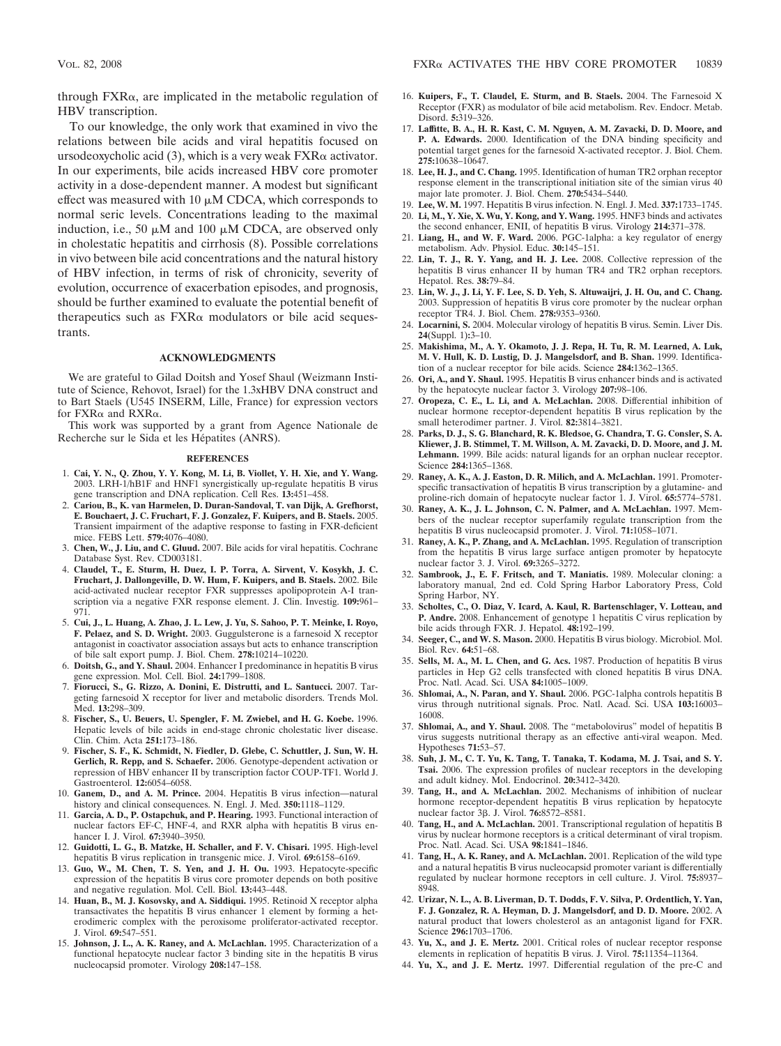through FXRα, are implicated in the metabolic regulation of HBV transcription.

To our knowledge, the only work that examined in vivo the relations between bile acids and viral hepatitis focused on ursodeoxycholic acid (3), which is a very weak FXRα activator. In our experiments, bile acids increased HBV core promoter activity in a dose-dependent manner. A modest but significant effect was measured with 10 μM CDCA, which corresponds to normal seric levels. Concentrations leading to the maximal induction, i.e., 50 μM and 100 μM CDCA, are observed only in cholestatic hepatitis and cirrhosis (8). Possible correlations in vivo between bile acid concentrations and the natural history of HBV infection, in terms of risk of chronicity, severity of evolution, occurrence of exacerbation episodes, and prognosis, should be further examined to evaluate the potential benefit of therapeutics such as FXRα modulators or bile acid sequestrants.

## ACKNOWLEDGMENTS

We are grateful to Gilad Doitsh and Yosef Shaul (Weizmann Institute of Science, Rehovot, Israel) for the 1.3xHBV DNA construct and to Bart Staels (U545 INSERM, Lille, France) for expression vectors for FXRα and RXRα.

This work was supported by a grant from Agence Nationale de Recherche sur le Sida et les Hépatites (ANRS).

## REFERENCES

1. **Cai, Y. N., Q. Zhou, Y. Y. Kong, M. Li, B. Viollet, Y. H. Xie, and Y. Wang.** 2003. LRH-1/hB1F and HNF1 synergistically up-regulate hepatitis B virus gene transcription and DNA replication. Cell Res. **13:**451–458.
2. **Cariou, B., K. van Harmelen, D. Duran-Sandoval, T. van Dijk, A. Grefhorst, E. Bouchaert, J. C. Fruchart, F. J. Gonzalez, F. Kuipers, and B. Staels.** 2005. Transient impairment of the adaptive response to fasting in FXR-deficient mice. FEBS Lett. **579:**4076–4080.
3. **Chen, W., J. Liu, and C. Gluud.** 2007. Bile acids for viral hepatitis. Cochrane Database Syst. Rev. CD003181.
4. **Claudel, T., E. Sturm, H. Duez, I. P. Torra, A. Sirvent, V. Kosykh, J. C. Fruchart, J. Dallongeville, D. W. Hum, F. Kuipers, and B. Staels.** 2002. Bile acid-activated nuclear receptor FXR suppresses apolipoprotein A-I transcription via a negative FXR response element. J. Clin. Investig. **109:**961–971.
5. **Cui, J., L. Huang, A. Zhao, J. L. Lew, J. Yu, S. Sahoo, P. T. Meinke, I. Royo, F. Pelaez, and S. D. Wright.** 2003. Guggulsterone is a farnesoid X receptor antagonist in coactivator association assays but acts to enhance transcription of bile salt export pump. J. Biol. Chem. **278:**10214–10220.
6. **Doitsh, G., and Y. Shaul.** 2004. Enhancer I predominance in hepatitis B virus gene expression. Mol. Cell. Biol. **24:**1799–1808.
7. **Fiorucci, S., G. Rizzo, A. Donini, E. Distrutti, and L. Santucci.** 2007. Targeting farnesoid X receptor for liver and metabolic disorders. Trends Mol. Med. **13:**298–309.
8. **Fischer, S., U. Beuers, U. Spengler, F. M. Zwiebel, and H. G. Koebe.** 1996. Hepatic levels of bile acids in end-stage chronic cholestatic liver disease. Clin. Chim. Acta **251:**173–186.
9. **Fischer, S. F., K. Schmidt, N. Fiedler, D. Glebe, C. Schuttler, J. Sun, W. H. Gerlich, R. Repp, and S. Schaefer.** 2006. Genotype-dependent activation or repression of HBV enhancer II by transcription factor COUP-TF1. World J. Gastroenterol. **12:**6054–6058.
10. **Ganem, D., and A. M. Prince.** 2004. Hepatitis B virus infection—natural history and clinical consequences. N. Engl. J. Med. **350:**1118–1129.
11. **Garcia, A. D., P. Ostapchuk, and P. Hearing.** 1993. Functional interaction of nuclear factors EF-C, HNF-4, and RXR alpha with hepatitis B virus enhancer I. J. Virol. **67:**3940–3950.
12. **Guidotti, L. G., B. Matzke, H. Schaller, and F. V. Chisari.** 1995. High-level hepatitis B virus replication in transgenic mice. J. Virol. **69:**6158–6169.
13. **Guo, W., M. Chen, T. S. Yen, and J. H. Ou.** 1993. Hepatocyte-specific expression of the hepatitis B virus core promoter depends on both positive and negative regulation. Mol. Cell. Biol. **13:**443–448.
14. **Huan, B., M. J. Kosovsky, and A. Siddiqui.** 1995. Retinoid X receptor alpha transactivates the hepatitis B virus enhancer 1 element by forming a heterodimeric complex with the peroxisome proliferator-activated receptor. J. Virol. **69:**547–551.
15. **Johnson, J. L., A. K. Raney, and A. McLachlan.** 1995. Characterization of a functional hepatocyte nuclear factor 3 binding site in the hepatitis B virus nucleocapsid promoter. Virology **208:**147–158.
16. **Kuipers, F., T. Claudel, E. Sturm, and B. Staels.** 2004. The Farnesoid X Receptor (FXR) as modulator of bile acid metabolism. Rev. Endocr. Metab. Disord. **5:**319–326.
17. **Laffitte, B. A., H. R. Kast, C. M. Nguyen, A. M. Zavacki, D. D. Moore, and P. A. Edwards.** 2000. Identification of the DNA binding specificity and potential target genes for the farnesoid X-activated receptor. J. Biol. Chem. **275:**10638–10647.
18. **Lee, H. J., and C. Chang.** 1995. Identification of human TR2 orphan receptor response element in the transcriptional initiation site of the simian virus 40 major late promoter. J. Biol. Chem. **270:**5434–5440.
19. **Lee, W. M.** 1997. Hepatitis B virus infection. N. Engl. J. Med. **337:**1733–1745.
20. **Li, M., Y. Xie, X. Wu, Y. Kong, and Y. Wang.** 1995. HNF3 binds and activates the second enhancer, ENII, of hepatitis B virus. Virology **214:**371–378.
21. **Liang, H., and W. F. Ward.** 2006. PGC-1alpha: a key regulator of energy metabolism. Adv. Physiol. Educ. **30:**145–151.
22. **Lin, T. J., R. Y. Yang, and H. J. Lee.** 2008. Collective repression of the hepatitis B virus enhancer II by human TR4 and TR2 orphan receptors. Hepatol. Res. **38:**79–84.
23. **Lin, W. J., J. Li, Y. F. Lee, S. D. Yeh, S. Altuwaijri, J. H. Ou, and C. Chang.** 2003. Suppression of hepatitis B virus core promoter by the nuclear orphan receptor TR4. J. Biol. Chem. **278:**9353–9360.
24. **Locarnini, S.** 2004. Molecular virology of hepatitis B virus. Semin. Liver Dis. **24**(Suppl. 1)**:**3–10.
25. **Makishima, M., A. Y. Okamoto, J. J. Repa, H. Tu, R. M. Learned, A. Luk, M. V. Hull, K. D. Lustig, D. J. Mangelsdorf, and B. Shan.** 1999. Identification of a nuclear receptor for bile acids. Science **284:**1362–1365.
26. **Ori, A., and Y. Shaul.** 1995. Hepatitis B virus enhancer binds and is activated by the hepatocyte nuclear factor 3. Virology **207:**98–106.
27. **Oropeza, C. E., L. Li, and A. McLachlan.** 2008. Differential inhibition of nuclear hormone receptor-dependent hepatitis B virus replication by the small heterodimer partner. J. Virol. **82:**3814–3821.
28. **Parks, D. J., S. G. Blanchard, R. K. Bledsoe, G. Chandra, T. G. Consler, S. A. Kliewer, J. B. Stimmel, T. M. Willson, A. M. Zavacki, D. D. Moore, and J. M. Lehmann.** 1999. Bile acids: natural ligands for an orphan nuclear receptor. Science **284:**1365–1368.
29. **Raney, A. K., A. J. Easton, D. R. Milich, and A. McLachlan.** 1991. Promoter-specific transactivation of hepatitis B virus transcription by a glutamine- and proline-rich domain of hepatocyte nuclear factor 1. J. Virol. **65:**5774–5781.
30. **Raney, A. K., J. L. Johnson, C. N. Palmer, and A. McLachlan.** 1997. Members of the nuclear receptor superfamily regulate transcription from the hepatitis B virus nucleocapsid promoter. J. Virol. **71:**1058–1071.
31. **Raney, A. K., P. Zhang, and A. McLachlan.** 1995. Regulation of transcription from the hepatitis B virus large surface antigen promoter by hepatocyte nuclear factor 3. J. Virol. **69:**3265–3272.
32. **Sambrook, J., E. F. Fritsch, and T. Maniatis.** 1989. Molecular cloning: a laboratory manual, 2nd ed. Cold Spring Harbor Laboratory Press, Cold Spring Harbor, NY.
33. **Scholtes, C., O. Diaz, V. Icard, A. Kaul, R. Bartenschlager, V. Lotteau, and P. Andre.** 2008. Enhancement of genotype 1 hepatitis C virus replication by bile acids through FXR. J. Hepatol. **48:**192–199.
34. **Seeger, C., and W. S. Mason.** 2000. Hepatitis B virus biology. Microbiol. Mol. Biol. Rev. **64:**51–68.
35. **Sells, M. A., M. L. Chen, and G. Acs.** 1987. Production of hepatitis B virus particles in Hep G2 cells transfected with cloned hepatitis B virus DNA. Proc. Natl. Acad. Sci. USA **84:**1005–1009.
36. **Shlomai, A., N. Paran, and Y. Shaul.** 2006. PGC-1alpha controls hepatitis B virus through nutritional signals. Proc. Natl. Acad. Sci. USA **103:**16003–16008.
37. **Shlomai, A., and Y. Shaul.** 2008. The "metabolovirus" model of hepatitis B virus suggests nutritional therapy as an effective anti-viral weapon. Med. Hypotheses **71:**53–57.
38. **Suh, J. M., C. T. Yu, K. Tang, T. Tanaka, T. Kodama, M. J. Tsai, and S. Y. Tsai.** 2006. The expression profiles of nuclear receptors in the developing and adult kidney. Mol. Endocrinol. **20:**3412–3420.
39. **Tang, H., and A. McLachlan.** 2002. Mechanisms of inhibition of nuclear hormone receptor-dependent hepatitis B virus replication by hepatocyte nuclear factor 3β. J. Virol. **76:**8572–8581.
40. **Tang, H., and A. McLachlan.** 2001. Transcriptional regulation of hepatitis B virus by nuclear hormone receptors is a critical determinant of viral tropism. Proc. Natl. Acad. Sci. USA **98:**1841–1846.
41. **Tang, H., A. K. Raney, and A. McLachlan.** 2001. Replication of the wild type and a natural hepatitis B virus nucleocapsid promoter variant is differentially regulated by nuclear hormone receptors in cell culture. J. Virol. **75:**8937–8948.
42. **Urizar, N. L., A. B. Liverman, D. T. Dodds, F. V. Silva, P. Ordentlich, Y. Yan, F. J. Gonzalez, R. A. Heyman, D. J. Mangelsdorf, and D. D. Moore.** 2002. A natural product that lowers cholesterol as an antagonist ligand for FXR. Science **296:**1703–1706.
43. **Yu, X., and J. E. Mertz.** 2001. Critical roles of nuclear receptor response elements in replication of hepatitis B virus. J. Virol. **75:**11354–11364.
44. **Yu, X., and J. E. Mertz.** 1997. Differential regulation of the pre-C and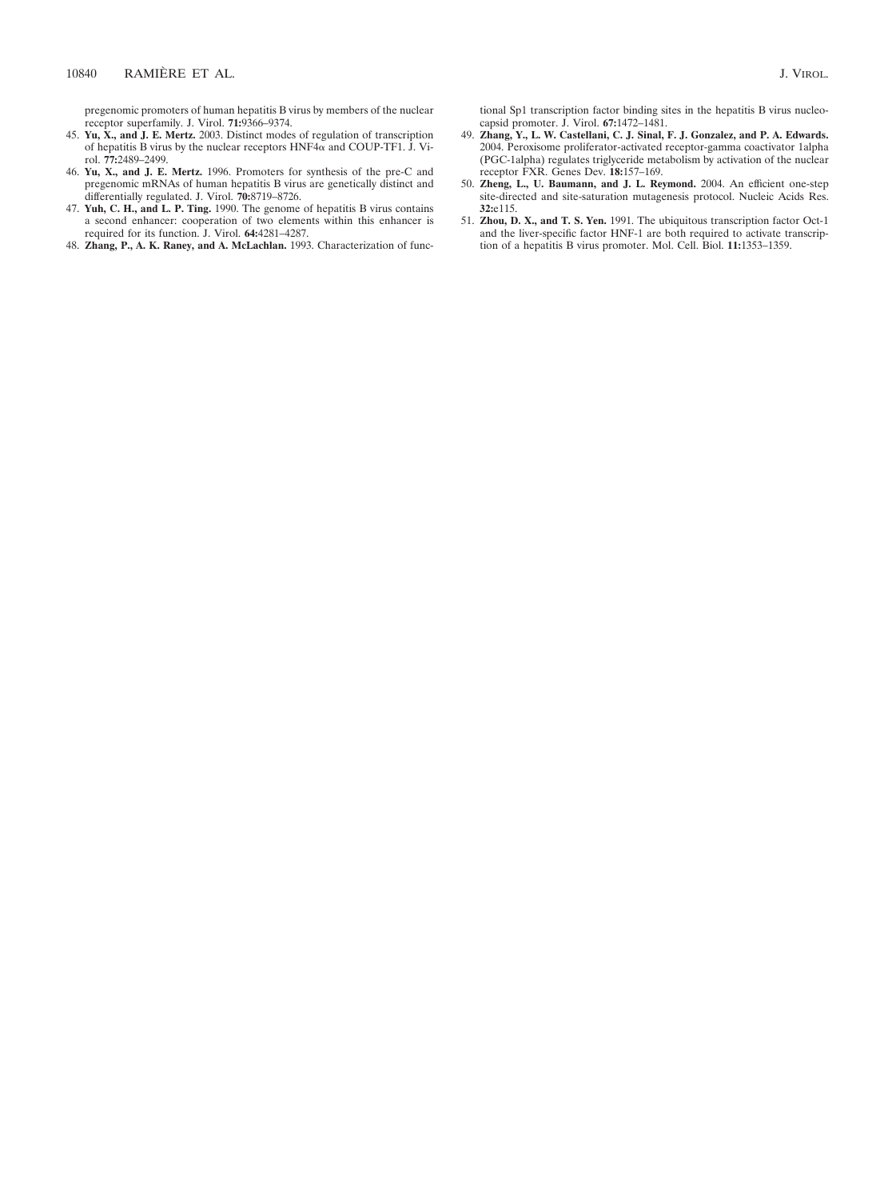pregenomic promoters of human hepatitis B virus by members of the nuclear receptor superfamily. J. Virol. **71:**9366–9374.

45. **Yu, X., and J. E. Mertz.** 2003. Distinct modes of regulation of transcription of hepatitis B virus by the nuclear receptors HNF4$\alpha$ and COUP-TF1. J. Virol. **77:**2489–2499.
46. **Yu, X., and J. E. Mertz.** 1996. Promoters for synthesis of the pre-C and pregenomic mRNAs of human hepatitis B virus are genetically distinct and differentially regulated. J. Virol. **70:**8719–8726.
47. **Yuh, C. H., and L. P. Ting.** 1990. The genome of hepatitis B virus contains a second enhancer: cooperation of two elements within this enhancer is required for its function. J. Virol. **64:**4281–4287.
48. **Zhang, P., A. K. Raney, and A. McLachlan.** 1993. Characterization of functional Sp1 transcription factor binding sites in the hepatitis B virus nucleocapsid promoter. J. Virol. **67:**1472–1481.
49. **Zhang, Y., L. W. Castellani, C. J. Sinal, F. J. Gonzalez, and P. A. Edwards.** 2004. Peroxisome proliferator-activated receptor-gamma coactivator 1alpha (PGC-1alpha) regulates triglyceride metabolism by activation of the nuclear receptor FXR. Genes Dev. **18:**157–169.
50. **Zheng, L., U. Baumann, and J. L. Reymond.** 2004. An efficient one-step site-directed and site-saturation mutagenesis protocol. Nucleic Acids Res. **32:**e115.
51. **Zhou, D. X., and T. S. Yen.** 1991. The ubiquitous transcription factor Oct-1 and the liver-specific factor HNF-1 are both required to activate transcription of a hepatitis B virus promoter. Mol. Cell. Biol. **11:**1353–1359.